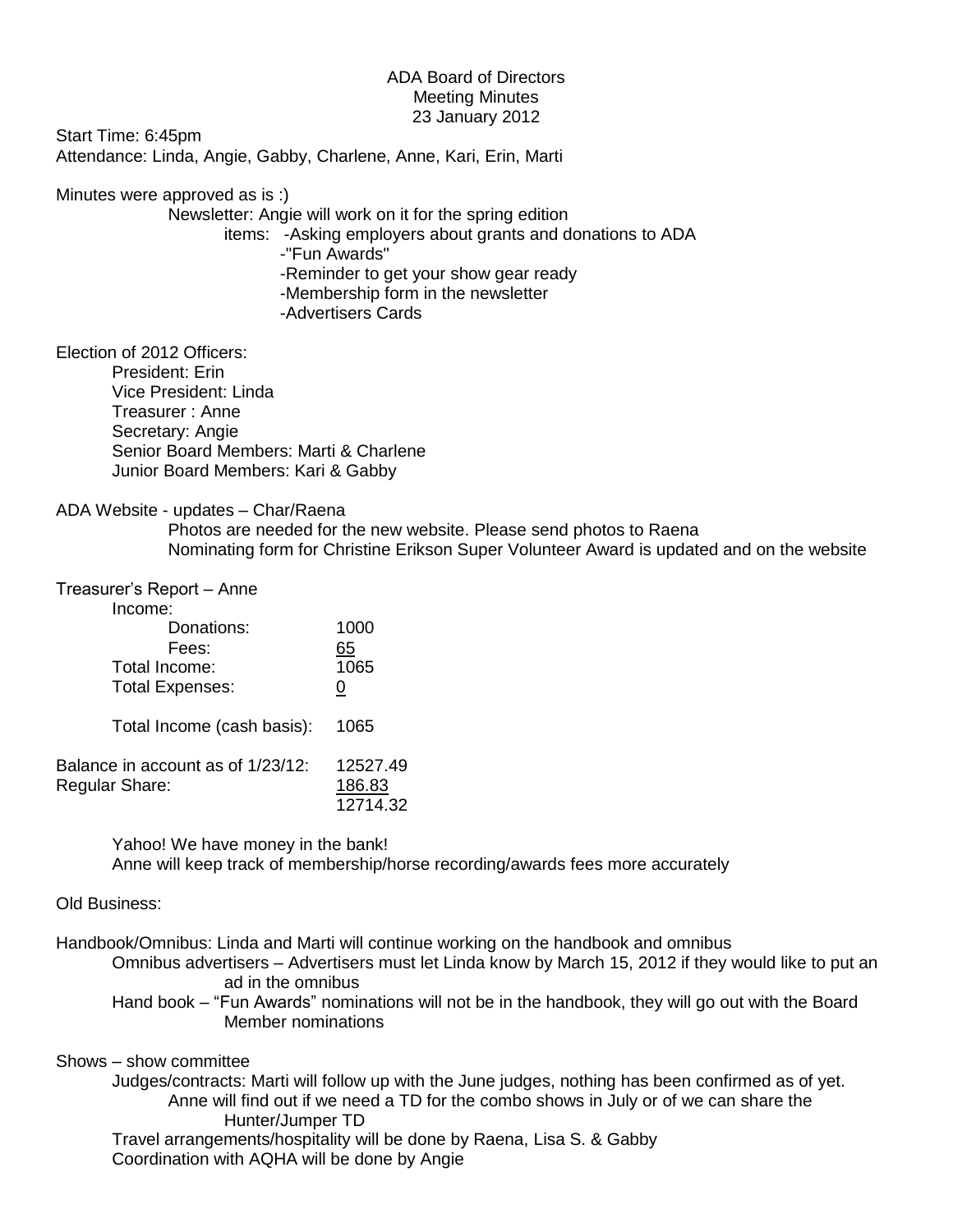# ADA Board of Directors
## Meeting Minutes
### 23 January 2012

Start Time: 6:45pm

Attendance: Linda, Angie, Gabby, Charlene, Anne, Kari, Erin, Marti

Minutes were approved as is :)

Newsletter: Angie will work on it for the spring edition

items:
- Asking employers about grants and donations to ADA
- "Fun Awards"
- Reminder to get your show gear ready
- Membership form in the newsletter
- Advertisers Cards

Election of 2012 Officers:

- President: Erin
- Vice President: Linda
- Treasurer : Anne
- Secretary: Angie
- Senior Board Members: Marti & Charlene
- Junior Board Members: Kari & Gabby

ADA Website - updates – Char/Raena

Photos are needed for the new website. Please send photos to Raena

Nominating form for Christine Erikson Super Volunteer Award is updated and on the website

Treasurer's Report – Anne

| | |
|---|---|
| Income: | |
| Donations: | 1000 |
| Fees: | 65 |
| Total Income: | 1065 |
| Total Expenses: | 0 |
| Total Income (cash basis): | 1065 |
| Balance in account as of 1/23/12: | 12527.49 |
| Regular Share: | 186.83 |
| | 12714.32 |

Yahoo! We have money in the bank!

Anne will keep track of membership/horse recording/awards fees more accurately

Old Business:

Handbook/Omnibus: Linda and Marti will continue working on the handbook and omnibus

Omnibus advertisers – Advertisers must let Linda know by March 15, 2012 if they would like to put an ad in the omnibus

Hand book – "Fun Awards" nominations will not be in the handbook, they will go out with the Board Member nominations

Shows – show committee

Judges/contracts: Marti will follow up with the June judges, nothing has been confirmed as of yet.

Anne will find out if we need a TD for the combo shows in July or of we can share the Hunter/Jumper TD

Travel arrangements/hospitality will be done by Raena, Lisa S. & Gabby

Coordination with AQHA will be done by Angie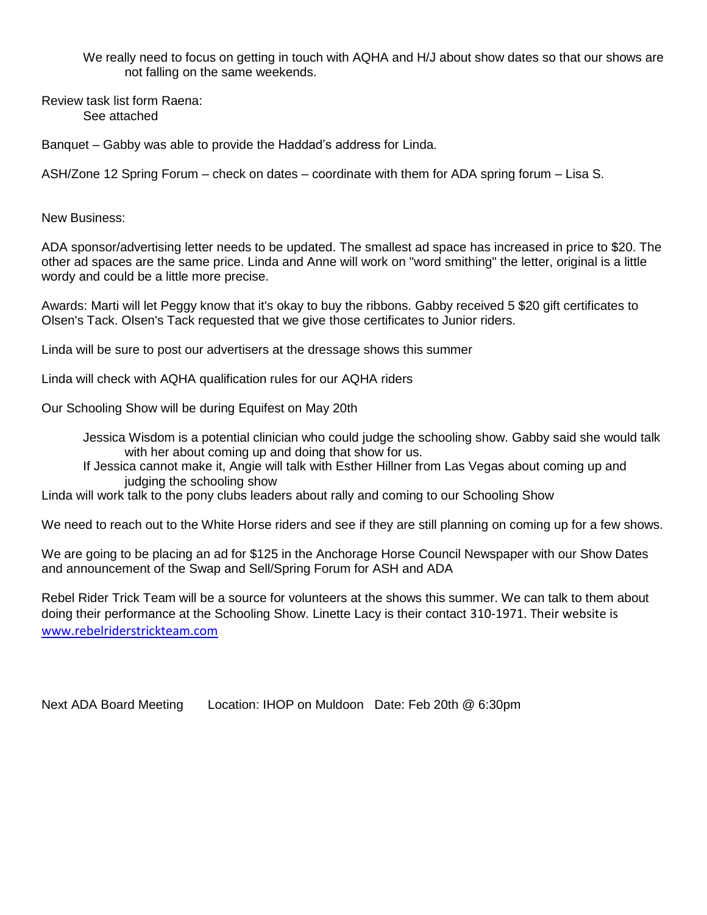We really need to focus on getting in touch with AQHA and H/J about show dates so that our shows are not falling on the same weekends.

Review task list form Raena:

See attached

Banquet – Gabby was able to provide the Haddad's address for Linda.

ASH/Zone 12 Spring Forum – check on dates – coordinate with them for ADA spring forum – Lisa S.

New Business:

ADA sponsor/advertising letter needs to be updated. The smallest ad space has increased in price to $20. The other ad spaces are the same price. Linda and Anne will work on "word smithing" the letter, original is a little wordy and could be a little more precise.

Awards: Marti will let Peggy know that it's okay to buy the ribbons. Gabby received 5 $20 gift certificates to Olsen's Tack. Olsen's Tack requested that we give those certificates to Junior riders.

Linda will be sure to post our advertisers at the dressage shows this summer

Linda will check with AQHA qualification rules for our AQHA riders

Our Schooling Show will be during Equifest on May 20th

Jessica Wisdom is a potential clinician who could judge the schooling show. Gabby said she would talk with her about coming up and doing that show for us.

If Jessica cannot make it, Angie will talk with Esther Hillner from Las Vegas about coming up and judging the schooling show

Linda will work talk to the pony clubs leaders about rally and coming to our Schooling Show

We need to reach out to the White Horse riders and see if they are still planning on coming up for a few shows.

We are going to be placing an ad for $125 in the Anchorage Horse Council Newspaper with our Show Dates and announcement of the Swap and Sell/Spring Forum for ASH and ADA

Rebel Rider Trick Team will be a source for volunteers at the shows this summer. We can talk to them about doing their performance at the Schooling Show. Linette Lacy is their contact 310-1971. Their website is [www.rebelriderstrickteam.com](www.rebelriderstrickteam.com)

Next ADA Board Meeting Location: IHOP on Muldoon Date: Feb 20th @ 6:30pm